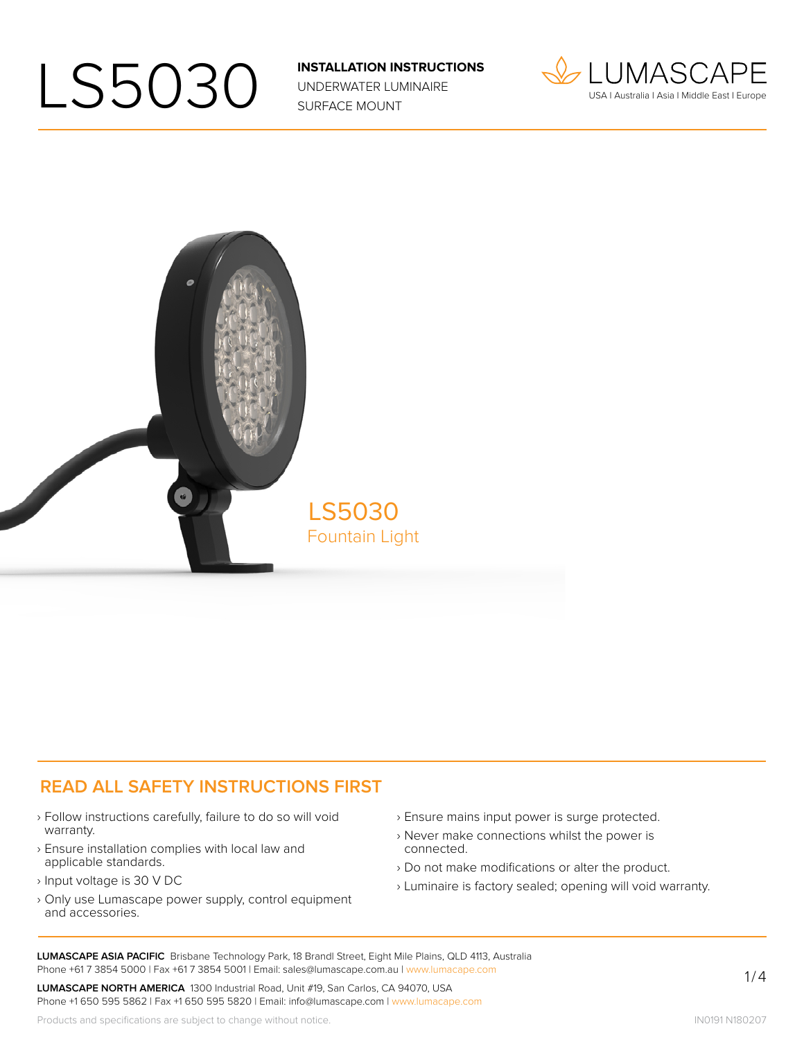# LS5030

**INSTALLATION INSTRUCTIONS**
UNDERWATER LUMINAIRE
SURFACE MOUNT

LUMASCAPE
USA I Australia I Asia I Middle East I Europe

LS5030
Fountain Light

## READ ALL SAFETY INSTRUCTIONS FIRST

- Follow instructions carefully, failure to do so will void warranty.
- Ensure installation complies with local law and applicable standards.
- Input voltage is 30 V DC
- Only use Lumascape power supply, control equipment and accessories.
- Ensure mains input power is surge protected.
- Never make connections whilst the power is connected.
- Do not make modifications or alter the product.
- Luminaire is factory sealed; opening will void warranty.

**LUMASCAPE ASIA PACIFIC** Brisbane Technology Park, 18 Brandl Street, Eight Mile Plains, QLD 4113, Australia
Phone +61 7 3854 5000 I Fax +61 7 3854 5001 I Email: sales@lumascape.com.au I www.lumacape.com

**LUMASCAPE NORTH AMERICA** 1300 Industrial Road, Unit #19, San Carlos, CA 94070, USA
Phone +1 650 595 5862 I Fax +1 650 595 5820 I Email: info@lumascape.com I www.lumacape.com

Products and specifications are subject to change without notice.

IN0191 N180207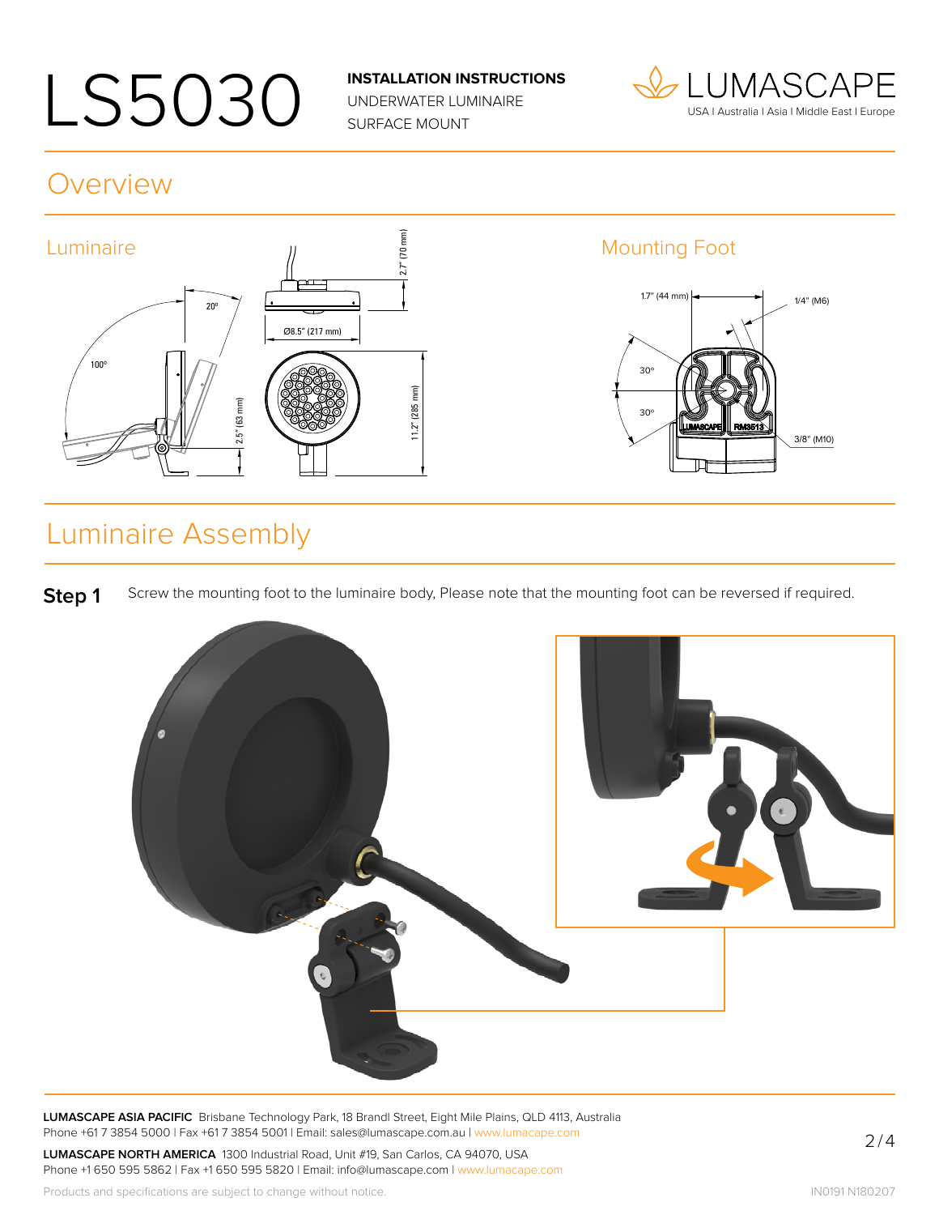# LS5030

**INSTALLATION INSTRUCTIONS**
UNDERWATER LUMINAIRE
SURFACE MOUNT

LUMASCAPE
USA I Australia I Asia I Middle East I Europe

## Overview

### Luminaire

### Mounting Foot

## Luminaire Assembly

**Step 1** Screw the mounting foot to the luminaire body, Please note that the mounting foot can be reversed if required.

**LUMASCAPE ASIA PACIFIC** Brisbane Technology Park, 18 Brandl Street, Eight Mile Plains, QLD 4113, Australia
Phone +61 7 3854 5000 I Fax +61 7 3854 5001 I Email: sales@lumascape.com.au I www.lumacape.com

**LUMASCAPE NORTH AMERICA** 1300 Industrial Road, Unit #19, San Carlos, CA 94070, USA
Phone +1 650 595 5862 I Fax +1 650 595 5820 I Email: info@lumascape.com I www.lumacape.com

Products and specifications are subject to change without notice.

IN0191 N180207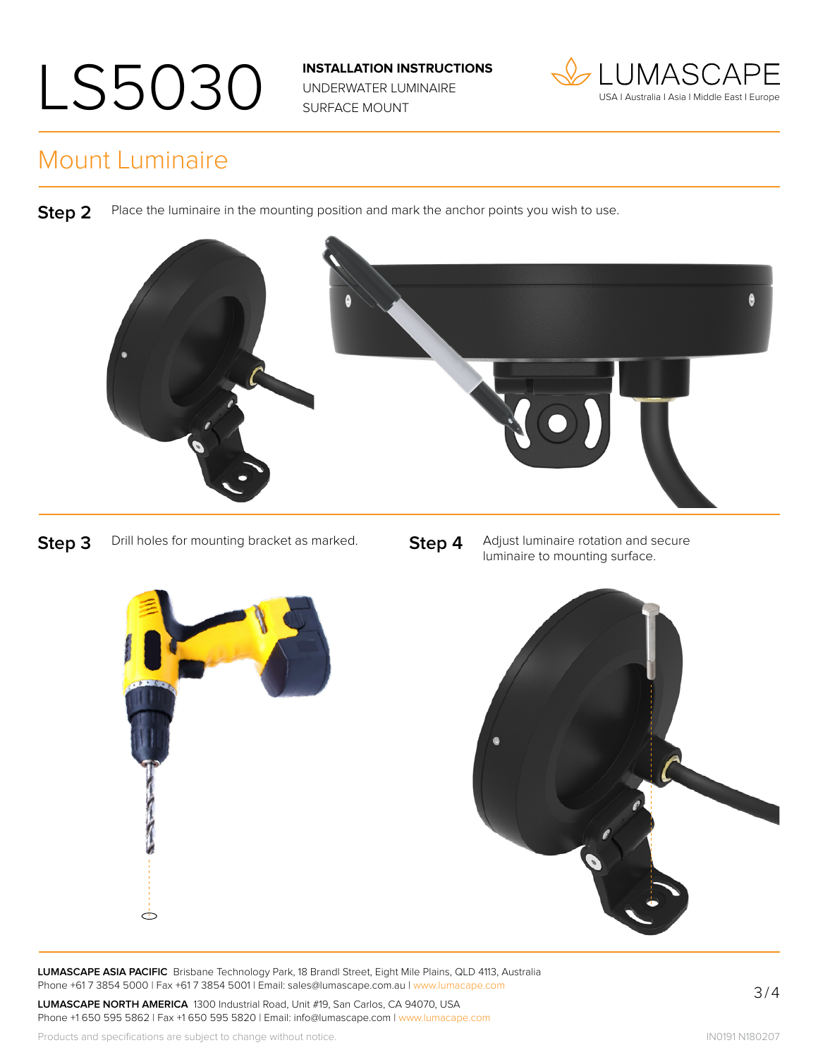# LS5030

**INSTALLATION INSTRUCTIONS**
UNDERWATER LUMINAIRE
SURFACE MOUNT

LUMASCAPE
USA I Australia I Asia I Middle East I Europe

## Mount Luminaire

**Step 2** Place the luminaire in the mounting position and mark the anchor points you wish to use.

**Step 3** Drill holes for mounting bracket as marked.

**Step 4** Adjust luminaire rotation and secure luminaire to mounting surface.

**LUMASCAPE ASIA PACIFIC** Brisbane Technology Park, 18 Brandl Street, Eight Mile Plains, QLD 4113, Australia
Phone +61 7 3854 5000 I Fax +61 7 3854 5001 I Email: sales@lumascape.com.au I www.lumascape.com

**LUMASCAPE NORTH AMERICA** 1300 Industrial Road, Unit #19, San Carlos, CA 94070, USA
Phone +1 650 595 5862 I Fax +1 650 595 5820 I Email: info@lumascape.com I www.lumacape.com

Products and specifications are subject to change without notice.

IN0191 N180207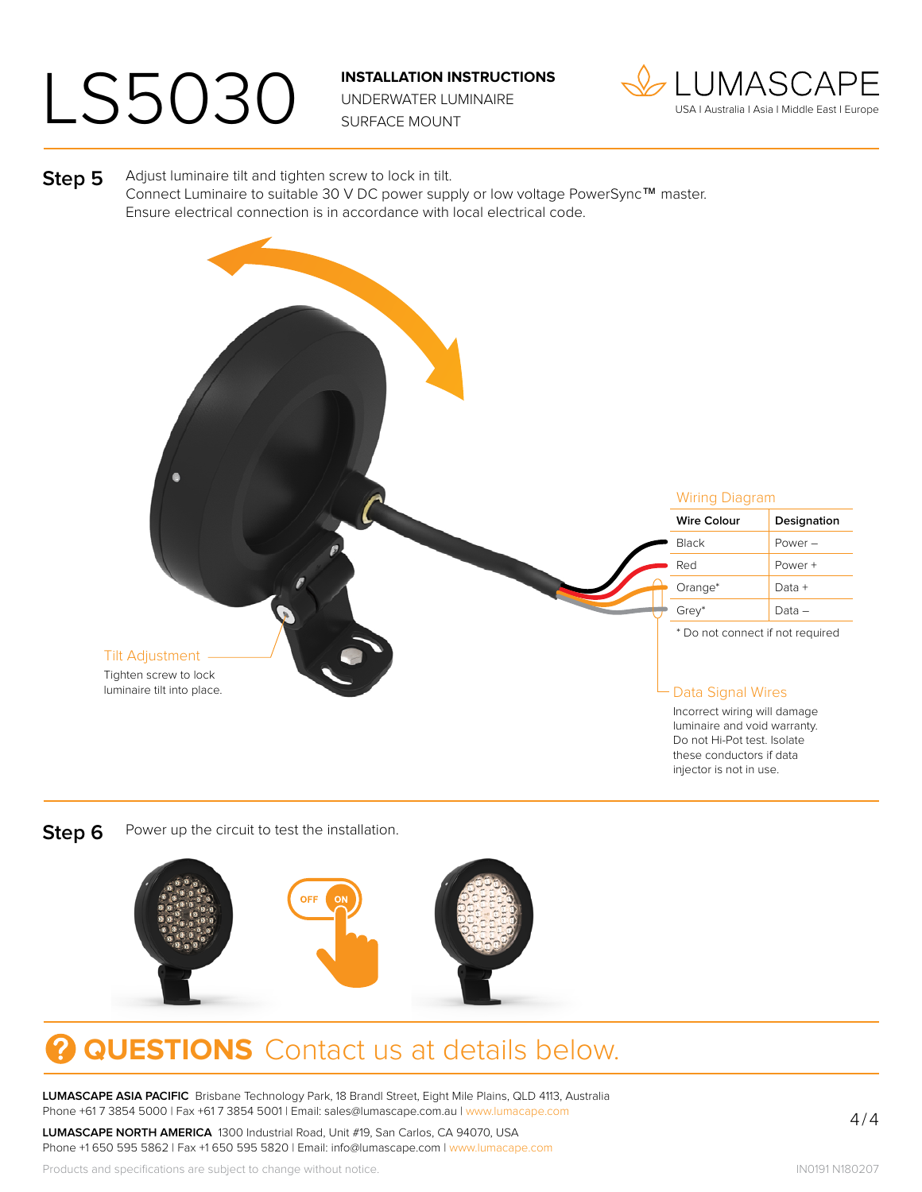# LS5030

**INSTALLATION INSTRUCTIONS**
UNDERWATER LUMINAIRE
SURFACE MOUNT

LUMASCAPE
USA I Australia I Asia I Middle East I Europe

**Step 5** Adjust luminaire tilt and tighten screw to lock in tilt.
Connect Luminaire to suitable 30 V DC power supply or low voltage PowerSync™ master.
Ensure electrical connection is in accordance with local electrical code.

Tilt Adjustment
Tighten screw to lock luminaire tilt into place.

Wiring Diagram

| Wire Colour | Designation |
|---|---|
| Black | Power – |
| Red | Power + |
| Orange* | Data + |
| Grey* | Data – |

* Do not connect if not required

Data Signal Wires
Incorrect wiring will damage luminaire and void warranty. Do not Hi-Pot test. Isolate these conductors if data injector is not in use.

**Step 6** Power up the circuit to test the installation.

OFF ON

## QUESTIONS Contact us at details below.

**LUMASCAPE ASIA PACIFIC** Brisbane Technology Park, 18 Brandl Street, Eight Mile Plains, QLD 4113, Australia
Phone +61 7 3854 5000 I Fax +61 7 3854 5001 I Email: sales@lumascape.com.au I www.lumacape.com

**LUMASCAPE NORTH AMERICA** 1300 Industrial Road, Unit #19, San Carlos, CA 94070, USA
Phone +1 650 595 5862 I Fax +1 650 595 5820 I Email: info@lumascape.com I www.lumacape.com

Products and specifications are subject to change without notice.

IN0191 N180207